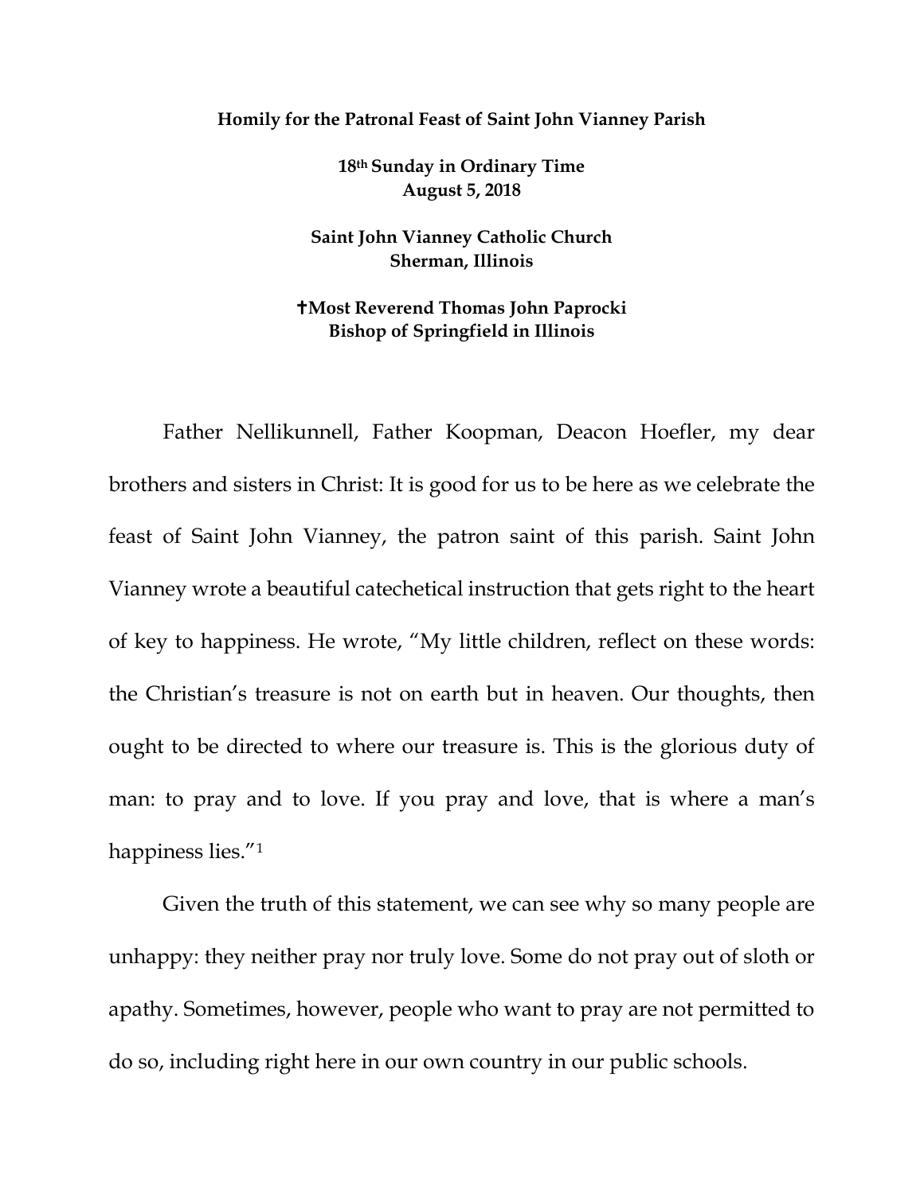**Homily for the Patronal Feast of Saint John Vianney Parish**

**18th Sunday in Ordinary Time**
**August 5, 2018**

**Saint John Vianney Catholic Church**
**Sherman, Illinois**

**✝Most Reverend Thomas John Paprocki**
**Bishop of Springfield in Illinois**

Father Nellikunnell, Father Koopman, Deacon Hoefler, my dear brothers and sisters in Christ: It is good for us to be here as we celebrate the feast of Saint John Vianney, the patron saint of this parish. Saint John Vianney wrote a beautiful catechetical instruction that gets right to the heart of key to happiness. He wrote, "My little children, reflect on these words: the Christian's treasure is not on earth but in heaven. Our thoughts, then ought to be directed to where our treasure is. This is the glorious duty of man: to pray and to love. If you pray and love, that is where a man's happiness lies."[1]

Given the truth of this statement, we can see why so many people are unhappy: they neither pray nor truly love. Some do not pray out of sloth or apathy. Sometimes, however, people who want to pray are not permitted to do so, including right here in our own country in our public schools.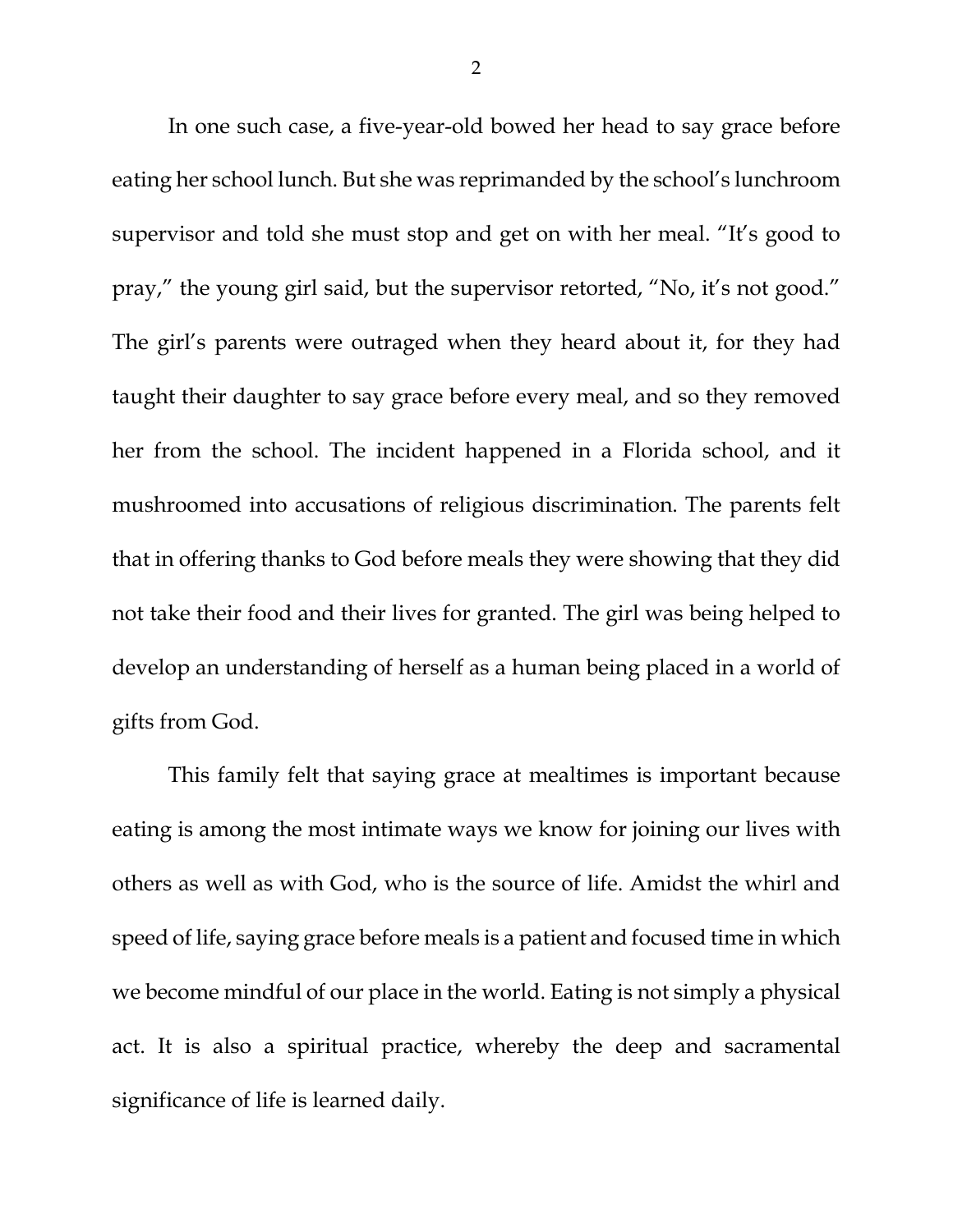In one such case, a five-year-old bowed her head to say grace before eating her school lunch. But she was reprimanded by the school's lunchroom supervisor and told she must stop and get on with her meal. "It's good to pray," the young girl said, but the supervisor retorted, "No, it's not good." The girl's parents were outraged when they heard about it, for they had taught their daughter to say grace before every meal, and so they removed her from the school. The incident happened in a Florida school, and it mushroomed into accusations of religious discrimination. The parents felt that in offering thanks to God before meals they were showing that they did not take their food and their lives for granted. The girl was being helped to develop an understanding of herself as a human being placed in a world of gifts from God.

This family felt that saying grace at mealtimes is important because eating is among the most intimate ways we know for joining our lives with others as well as with God, who is the source of life. Amidst the whirl and speed of life, saying grace before meals is a patient and focused time in which we become mindful of our place in the world. Eating is not simply a physical act. It is also a spiritual practice, whereby the deep and sacramental significance of life is learned daily.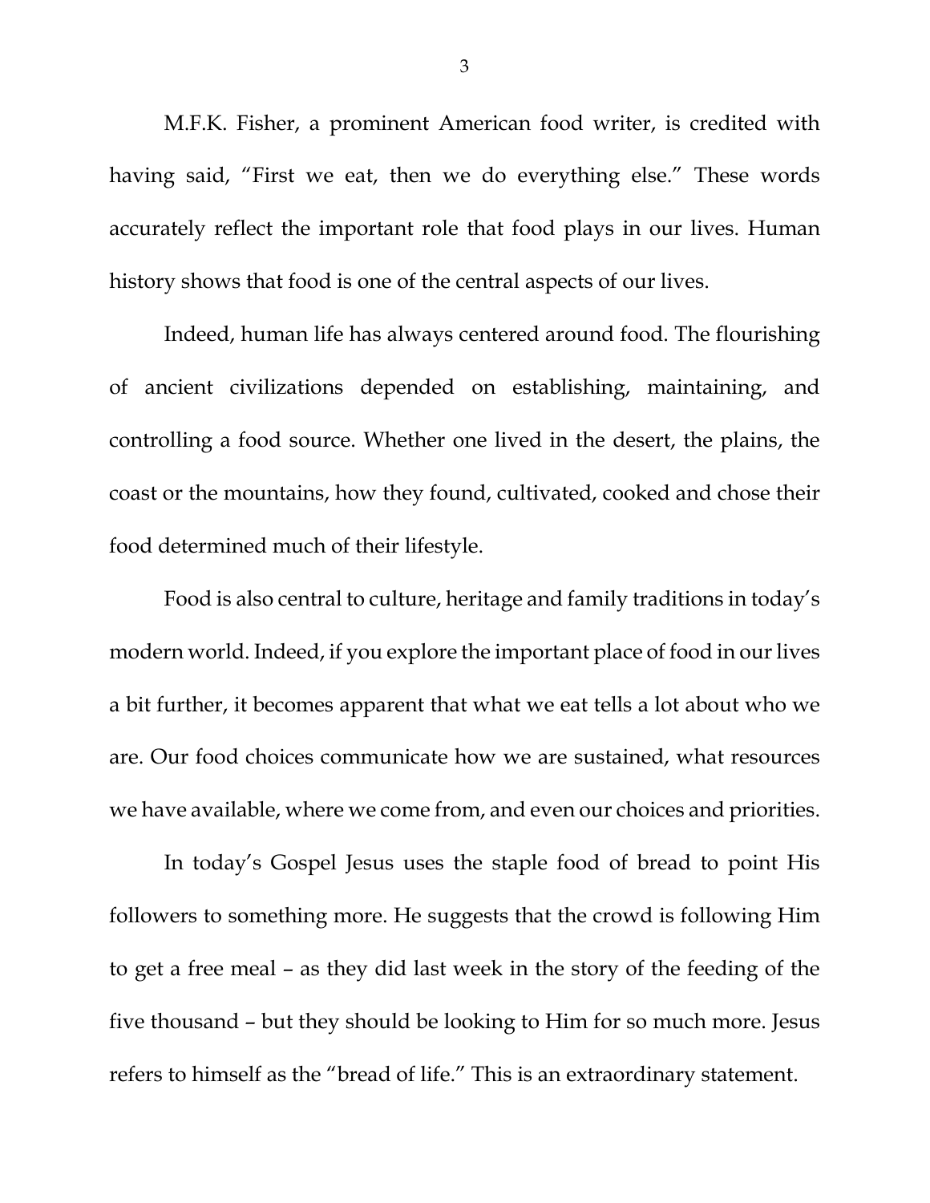M.F.K. Fisher, a prominent American food writer, is credited with having said, "First we eat, then we do everything else." These words accurately reflect the important role that food plays in our lives. Human history shows that food is one of the central aspects of our lives.

Indeed, human life has always centered around food. The flourishing of ancient civilizations depended on establishing, maintaining, and controlling a food source. Whether one lived in the desert, the plains, the coast or the mountains, how they found, cultivated, cooked and chose their food determined much of their lifestyle.

Food is also central to culture, heritage and family traditions in today's modern world. Indeed, if you explore the important place of food in our lives a bit further, it becomes apparent that what we eat tells a lot about who we are. Our food choices communicate how we are sustained, what resources we have available, where we come from, and even our choices and priorities.

In today's Gospel Jesus uses the staple food of bread to point His followers to something more. He suggests that the crowd is following Him to get a free meal – as they did last week in the story of the feeding of the five thousand – but they should be looking to Him for so much more. Jesus refers to himself as the "bread of life." This is an extraordinary statement.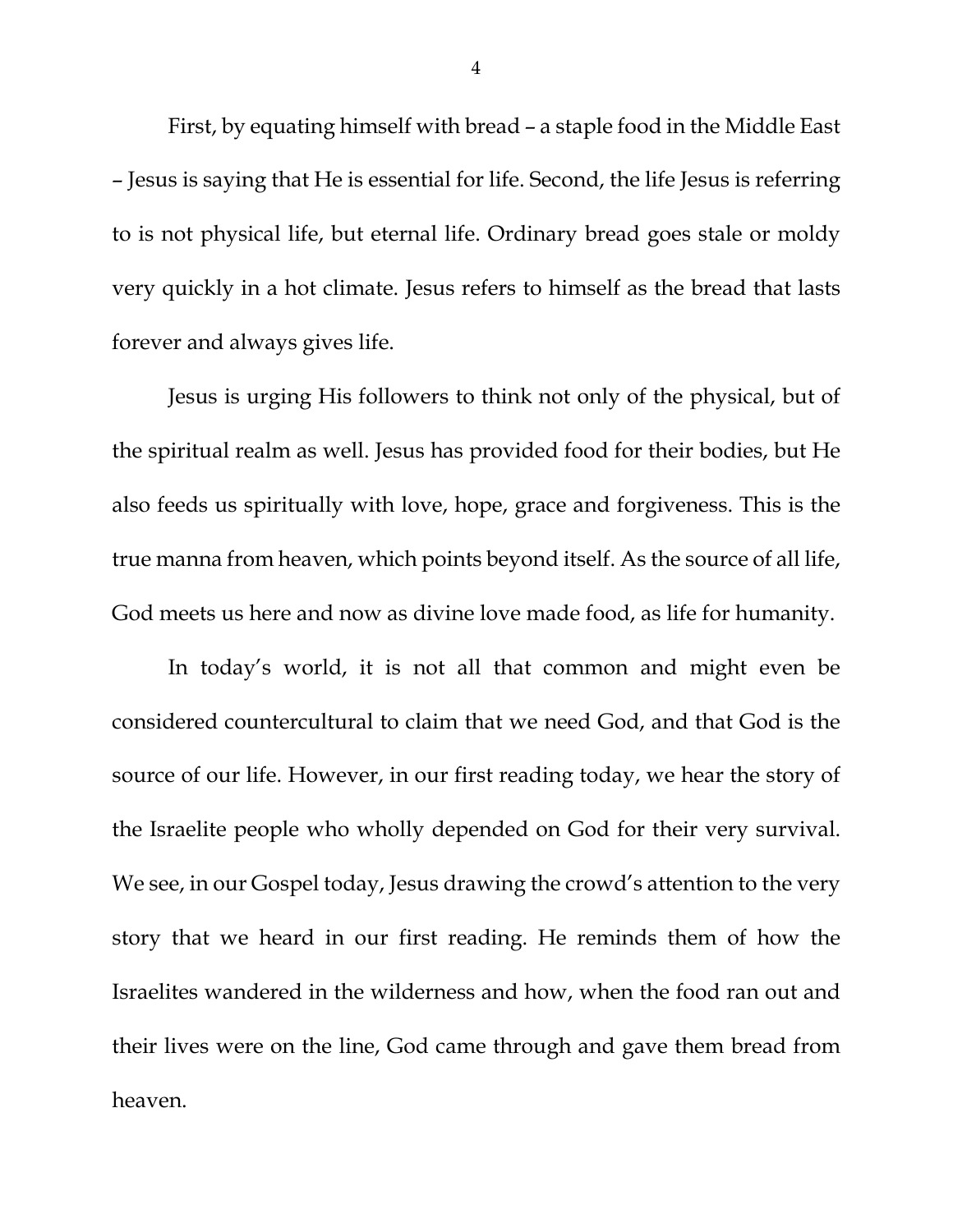First, by equating himself with bread – a staple food in the Middle East – Jesus is saying that He is essential for life. Second, the life Jesus is referring to is not physical life, but eternal life. Ordinary bread goes stale or moldy very quickly in a hot climate. Jesus refers to himself as the bread that lasts forever and always gives life.

Jesus is urging His followers to think not only of the physical, but of the spiritual realm as well. Jesus has provided food for their bodies, but He also feeds us spiritually with love, hope, grace and forgiveness. This is the true manna from heaven, which points beyond itself. As the source of all life, God meets us here and now as divine love made food, as life for humanity.

In today's world, it is not all that common and might even be considered countercultural to claim that we need God, and that God is the source of our life. However, in our first reading today, we hear the story of the Israelite people who wholly depended on God for their very survival. We see, in our Gospel today, Jesus drawing the crowd's attention to the very story that we heard in our first reading. He reminds them of how the Israelites wandered in the wilderness and how, when the food ran out and their lives were on the line, God came through and gave them bread from heaven.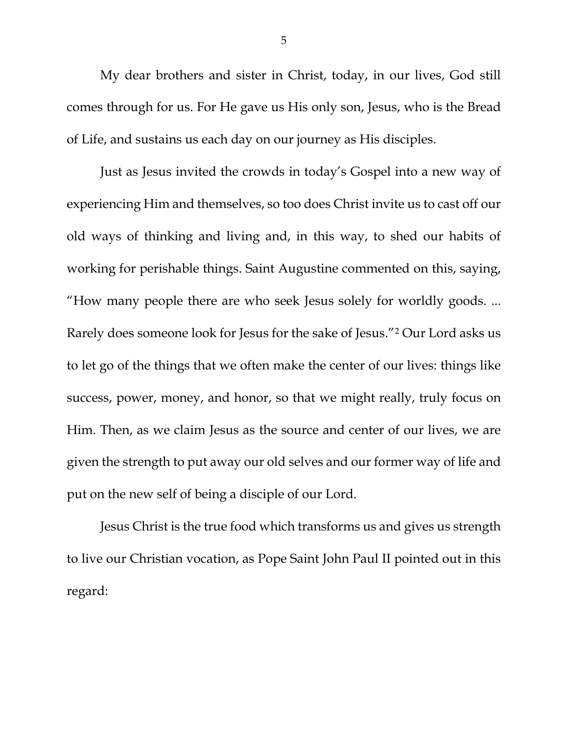My dear brothers and sister in Christ, today, in our lives, God still comes through for us. For He gave us His only son, Jesus, who is the Bread of Life, and sustains us each day on our journey as His disciples.

Just as Jesus invited the crowds in today's Gospel into a new way of experiencing Him and themselves, so too does Christ invite us to cast off our old ways of thinking and living and, in this way, to shed our habits of working for perishable things. Saint Augustine commented on this, saying, "How many people there are who seek Jesus solely for worldly goods. ... Rarely does someone look for Jesus for the sake of Jesus."[2] Our Lord asks us to let go of the things that we often make the center of our lives: things like success, power, money, and honor, so that we might really, truly focus on Him. Then, as we claim Jesus as the source and center of our lives, we are given the strength to put away our old selves and our former way of life and put on the new self of being a disciple of our Lord.

Jesus Christ is the true food which transforms us and gives us strength to live our Christian vocation, as Pope Saint John Paul II pointed out in this regard: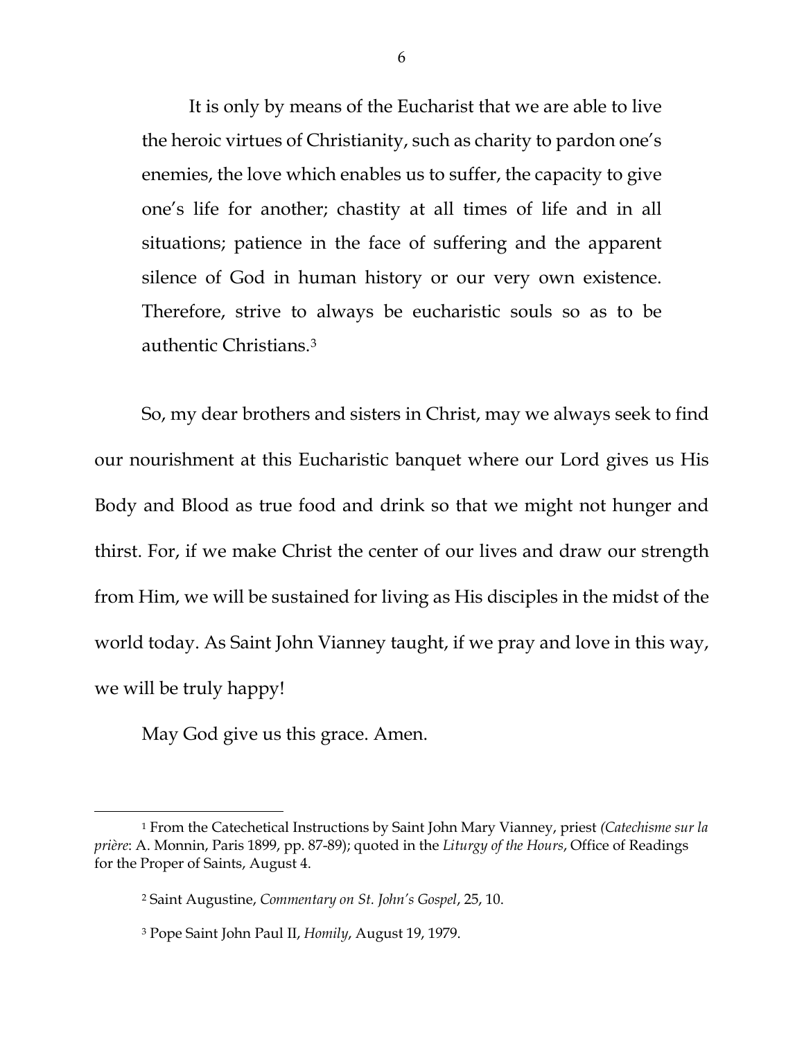It is only by means of the Eucharist that we are able to live the heroic virtues of Christianity, such as charity to pardon one's enemies, the love which enables us to suffer, the capacity to give one's life for another; chastity at all times of life and in all situations; patience in the face of suffering and the apparent silence of God in human history or our very own existence. Therefore, strive to always be eucharistic souls so as to be authentic Christians.[3]

So, my dear brothers and sisters in Christ, may we always seek to find our nourishment at this Eucharistic banquet where our Lord gives us His Body and Blood as true food and drink so that we might not hunger and thirst. For, if we make Christ the center of our lives and draw our strength from Him, we will be sustained for living as His disciples in the midst of the world today. As Saint John Vianney taught, if we pray and love in this way, we will be truly happy!

May God give us this grace. Amen.

---

[1] From the Catechetical Instructions by Saint John Mary Vianney, priest *(Catechisme sur la prière*: A. Monnin, Paris 1899, pp. 87-89); quoted in the *Liturgy of the Hours*, Office of Readings for the Proper of Saints, August 4.

[2] Saint Augustine, *Commentary on St. John's Gospel*, 25, 10.

[3] Pope Saint John Paul II, *Homily*, August 19, 1979.